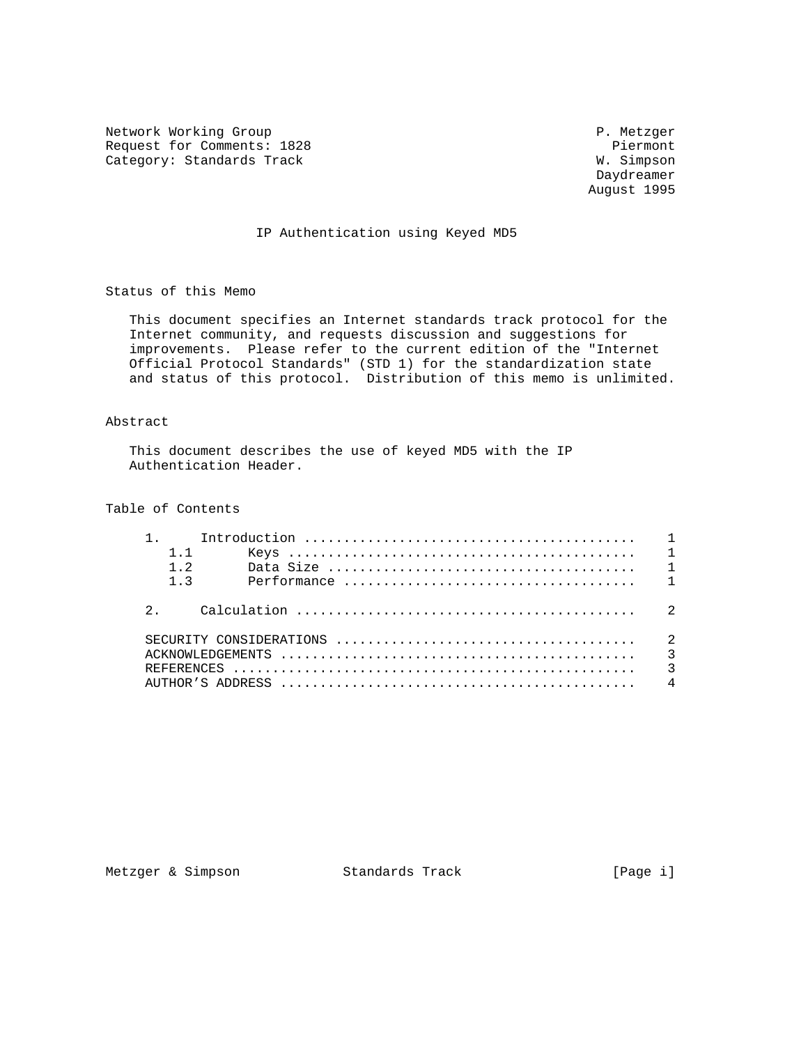Network Working Group                                         P. Metzger
Request for Comments: 1828                                      Piermont
Category: Standards Track                                     W. Simpson
                                                              Daydreamer
                                                             August 1995

# IP Authentication using Keyed MD5

## Status of this Memo

This document specifies an Internet standards track protocol for the Internet community, and requests discussion and suggestions for improvements. Please refer to the current edition of the "Internet Official Protocol Standards" (STD 1) for the standardization state and status of this protocol. Distribution of this memo is unlimited.

## Abstract

This document describes the use of keyed MD5 with the IP Authentication Header.

## Table of Contents

```
     1.     Introduction ..........................................    1
        1.1       Keys ............................................    1
        1.2       Data Size .......................................    1
        1.3       Performance .....................................    1

     2.     Calculation ...........................................    2

     SECURITY CONSIDERATIONS ......................................    2
     ACKNOWLEDGEMENTS .............................................    3
     REFERENCES ...................................................    3
     AUTHOR'S ADDRESS .............................................    4
```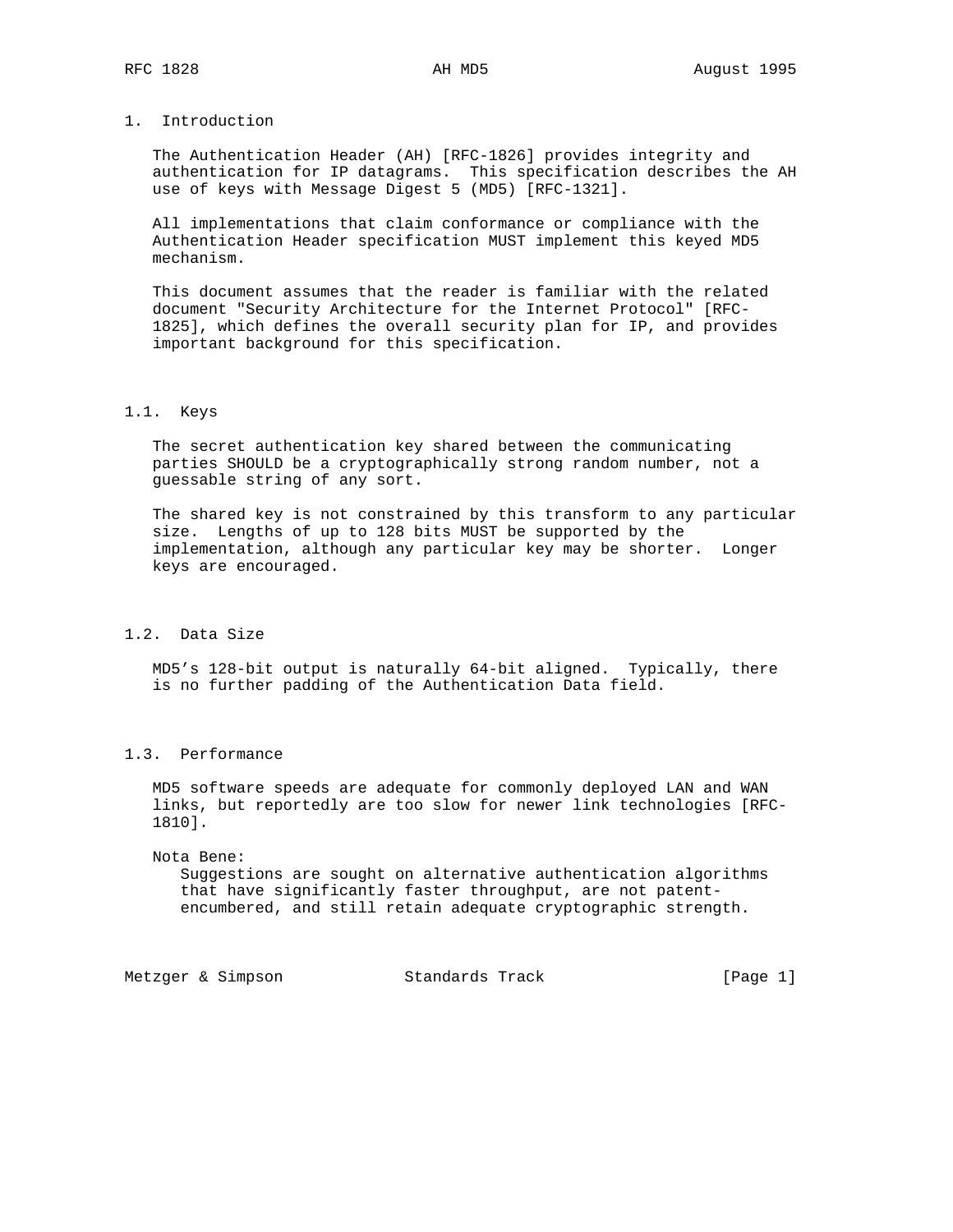# 1. Introduction

The Authentication Header (AH) [RFC-1826] provides integrity and authentication for IP datagrams. This specification describes the AH use of keys with Message Digest 5 (MD5) [RFC-1321].

All implementations that claim conformance or compliance with the Authentication Header specification MUST implement this keyed MD5 mechanism.

This document assumes that the reader is familiar with the related document "Security Architecture for the Internet Protocol" [RFC-1825], which defines the overall security plan for IP, and provides important background for this specification.

## 1.1. Keys

The secret authentication key shared between the communicating parties SHOULD be a cryptographically strong random number, not a guessable string of any sort.

The shared key is not constrained by this transform to any particular size. Lengths of up to 128 bits MUST be supported by the implementation, although any particular key may be shorter. Longer keys are encouraged.

## 1.2. Data Size

MD5's 128-bit output is naturally 64-bit aligned. Typically, there is no further padding of the Authentication Data field.

## 1.3. Performance

MD5 software speeds are adequate for commonly deployed LAN and WAN links, but reportedly are too slow for newer link technologies [RFC-1810].

Nota Bene:
Suggestions are sought on alternative authentication algorithms that have significantly faster throughput, are not patent-encumbered, and still retain adequate cryptographic strength.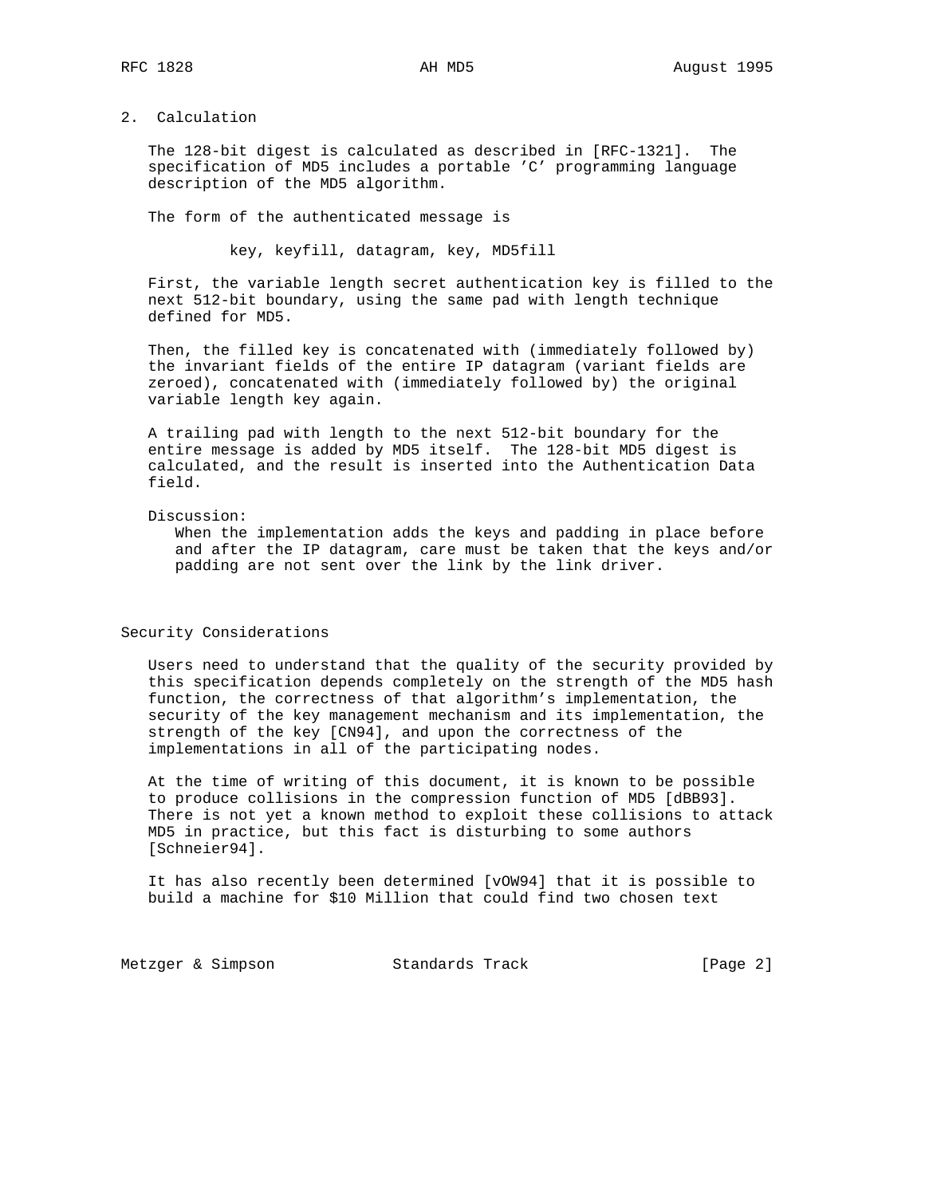## 2. Calculation

The 128-bit digest is calculated as described in [RFC-1321]. The specification of MD5 includes a portable 'C' programming language description of the MD5 algorithm.

The form of the authenticated message is

```
key, keyfill, datagram, key, MD5fill
```

First, the variable length secret authentication key is filled to the next 512-bit boundary, using the same pad with length technique defined for MD5.

Then, the filled key is concatenated with (immediately followed by) the invariant fields of the entire IP datagram (variant fields are zeroed), concatenated with (immediately followed by) the original variable length key again.

A trailing pad with length to the next 512-bit boundary for the entire message is added by MD5 itself. The 128-bit MD5 digest is calculated, and the result is inserted into the Authentication Data field.

Discussion:

When the implementation adds the keys and padding in place before and after the IP datagram, care must be taken that the keys and/or padding are not sent over the link by the link driver.

## Security Considerations

Users need to understand that the quality of the security provided by this specification depends completely on the strength of the MD5 hash function, the correctness of that algorithm's implementation, the security of the key management mechanism and its implementation, the strength of the key [CN94], and upon the correctness of the implementations in all of the participating nodes.

At the time of writing of this document, it is known to be possible to produce collisions in the compression function of MD5 [dBB93]. There is not yet a known method to exploit these collisions to attack MD5 in practice, but this fact is disturbing to some authors [Schneier94].

It has also recently been determined [vOW94] that it is possible to build a machine for $10 Million that could find two chosen text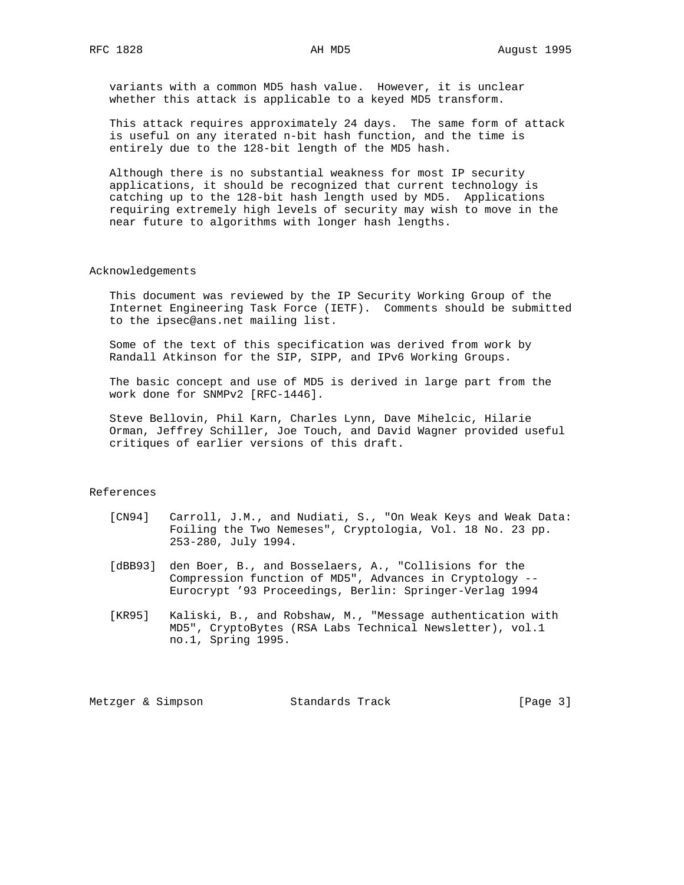variants with a common MD5 hash value. However, it is unclear whether this attack is applicable to a keyed MD5 transform.

This attack requires approximately 24 days. The same form of attack is useful on any iterated n-bit hash function, and the time is entirely due to the 128-bit length of the MD5 hash.

Although there is no substantial weakness for most IP security applications, it should be recognized that current technology is catching up to the 128-bit hash length used by MD5. Applications requiring extremely high levels of security may wish to move in the near future to algorithms with longer hash lengths.

## Acknowledgements

This document was reviewed by the IP Security Working Group of the Internet Engineering Task Force (IETF). Comments should be submitted to the ipsec@ans.net mailing list.

Some of the text of this specification was derived from work by Randall Atkinson for the SIP, SIPP, and IPv6 Working Groups.

The basic concept and use of MD5 is derived in large part from the work done for SNMPv2 [RFC-1446].

Steve Bellovin, Phil Karn, Charles Lynn, Dave Mihelcic, Hilarie Orman, Jeffrey Schiller, Joe Touch, and David Wagner provided useful critiques of earlier versions of this draft.

## References

[CN94] Carroll, J.M., and Nudiati, S., "On Weak Keys and Weak Data: Foiling the Two Nemeses", Cryptologia, Vol. 18 No. 23 pp. 253-280, July 1994.

[dBB93] den Boer, B., and Bosselaers, A., "Collisions for the Compression function of MD5", Advances in Cryptology -- Eurocrypt '93 Proceedings, Berlin: Springer-Verlag 1994

[KR95] Kaliski, B., and Robshaw, M., "Message authentication with MD5", CryptoBytes (RSA Labs Technical Newsletter), vol.1 no.1, Spring 1995.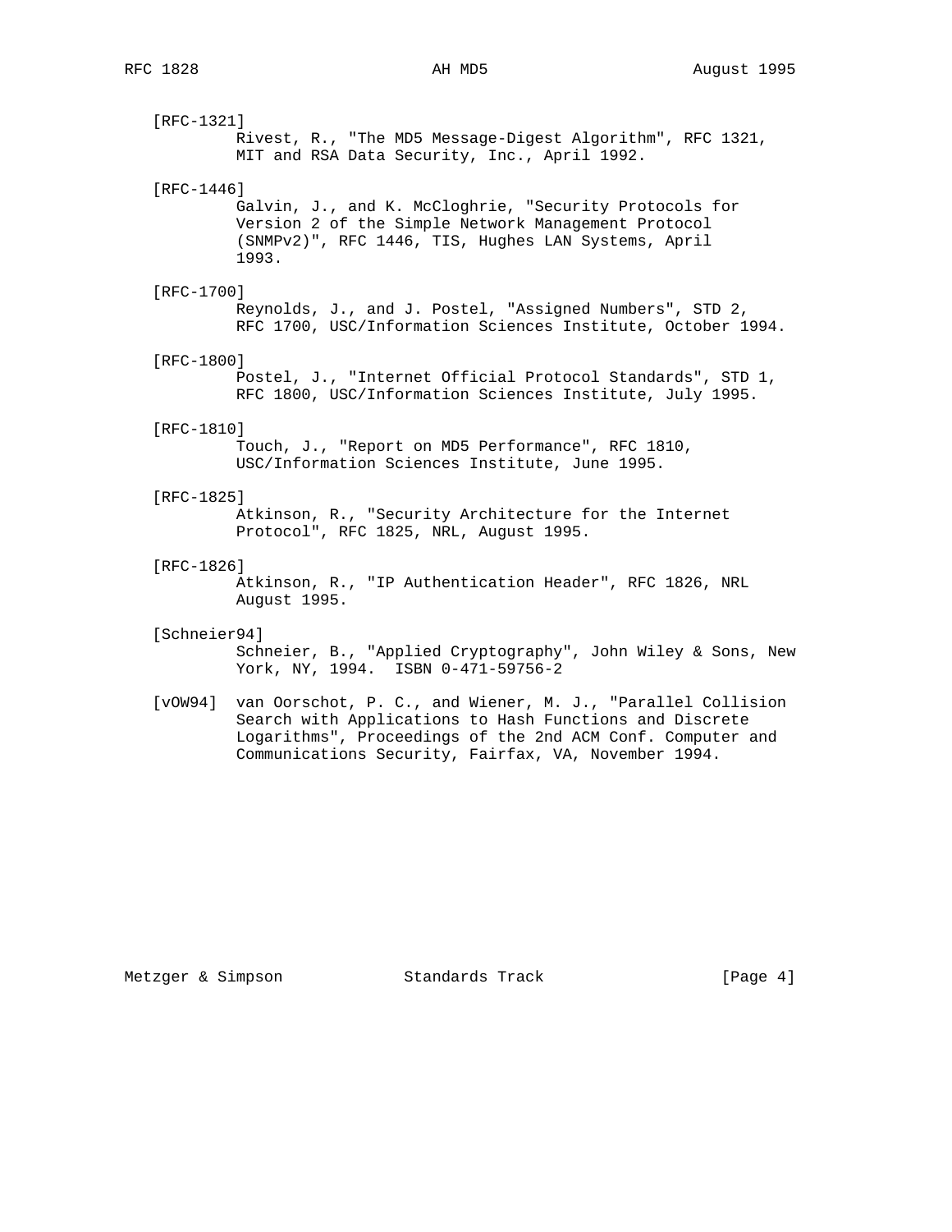[RFC-1321]
Rivest, R., "The MD5 Message-Digest Algorithm", RFC 1321, MIT and RSA Data Security, Inc., April 1992.

[RFC-1446]
Galvin, J., and K. McCloghrie, "Security Protocols for Version 2 of the Simple Network Management Protocol (SNMPv2)", RFC 1446, TIS, Hughes LAN Systems, April 1993.

[RFC-1700]
Reynolds, J., and J. Postel, "Assigned Numbers", STD 2, RFC 1700, USC/Information Sciences Institute, October 1994.

[RFC-1800]
Postel, J., "Internet Official Protocol Standards", STD 1, RFC 1800, USC/Information Sciences Institute, July 1995.

[RFC-1810]
Touch, J., "Report on MD5 Performance", RFC 1810, USC/Information Sciences Institute, June 1995.

[RFC-1825]
Atkinson, R., "Security Architecture for the Internet Protocol", RFC 1825, NRL, August 1995.

[RFC-1826]
Atkinson, R., "IP Authentication Header", RFC 1826, NRL August 1995.

[Schneier94]
Schneier, B., "Applied Cryptography", John Wiley & Sons, New York, NY, 1994. ISBN 0-471-59756-2

[vOW94] van Oorschot, P. C., and Wiener, M. J., "Parallel Collision Search with Applications to Hash Functions and Discrete Logarithms", Proceedings of the 2nd ACM Conf. Computer and Communications Security, Fairfax, VA, November 1994.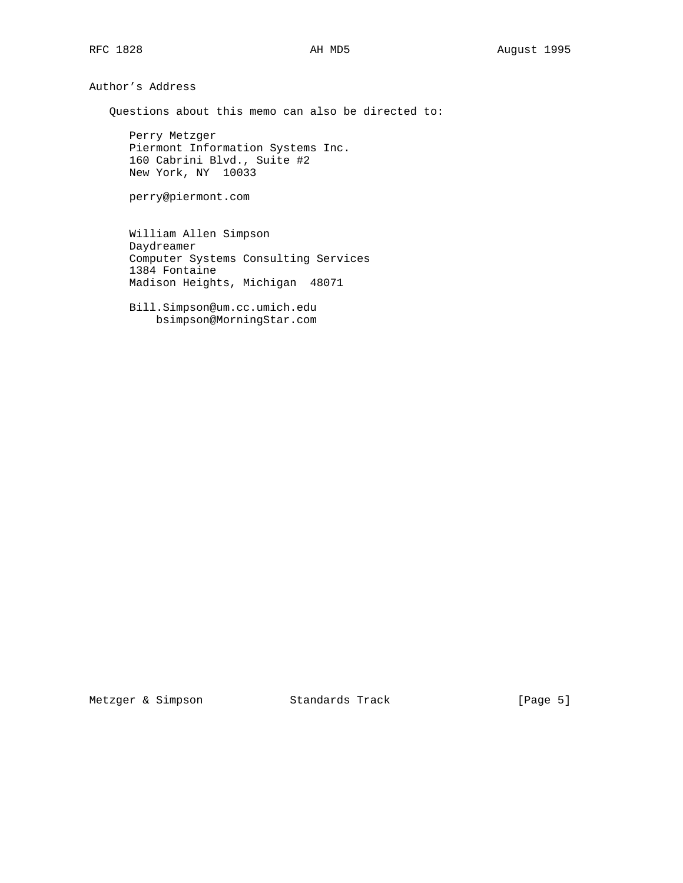## Author's Address

Questions about this memo can also be directed to:

Perry Metzger
Piermont Information Systems Inc.
160 Cabrini Blvd., Suite #2
New York, NY  10033

perry@piermont.com

William Allen Simpson
Daydreamer
Computer Systems Consulting Services
1384 Fontaine
Madison Heights, Michigan  48071

Bill.Simpson@um.cc.umich.edu
bsimpson@MorningStar.com